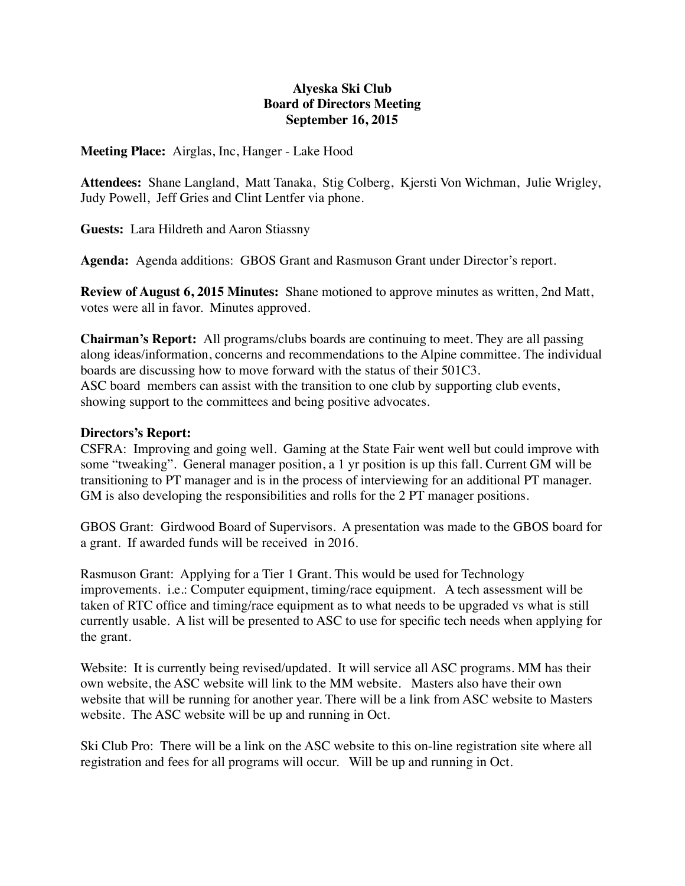**Alyeska Ski Club**
**Board of Directors Meeting**
**September 16, 2015**

**Meeting Place:** Airglas, Inc, Hanger - Lake Hood

**Attendees:** Shane Langland, Matt Tanaka, Stig Colberg, Kjersti Von Wichman, Julie Wrigley, Judy Powell, Jeff Gries and Clint Lentfer via phone.

**Guests:** Lara Hildreth and Aaron Stiassny

**Agenda:** Agenda additions: GBOS Grant and Rasmuson Grant under Director's report.

**Review of August 6, 2015 Minutes:** Shane motioned to approve minutes as written, 2nd Matt, votes were all in favor. Minutes approved.

**Chairman's Report:** All programs/clubs boards are continuing to meet. They are all passing along ideas/information, concerns and recommendations to the Alpine committee. The individual boards are discussing how to move forward with the status of their 501C3.
ASC board members can assist with the transition to one club by supporting club events, showing support to the committees and being positive advocates.

**Directors's Report:**
CSFRA: Improving and going well. Gaming at the State Fair went well but could improve with some "tweaking". General manager position, a 1 yr position is up this fall. Current GM will be transitioning to PT manager and is in the process of interviewing for an additional PT manager. GM is also developing the responsibilities and rolls for the 2 PT manager positions.

GBOS Grant: Girdwood Board of Supervisors. A presentation was made to the GBOS board for a grant. If awarded funds will be received in 2016.

Rasmuson Grant: Applying for a Tier 1 Grant. This would be used for Technology improvements. i.e.: Computer equipment, timing/race equipment. A tech assessment will be taken of RTC office and timing/race equipment as to what needs to be upgraded vs what is still currently usable. A list will be presented to ASC to use for specific tech needs when applying for the grant.

Website: It is currently being revised/updated. It will service all ASC programs. MM has their own website, the ASC website will link to the MM website. Masters also have their own website that will be running for another year. There will be a link from ASC website to Masters website. The ASC website will be up and running in Oct.

Ski Club Pro: There will be a link on the ASC website to this on-line registration site where all registration and fees for all programs will occur. Will be up and running in Oct.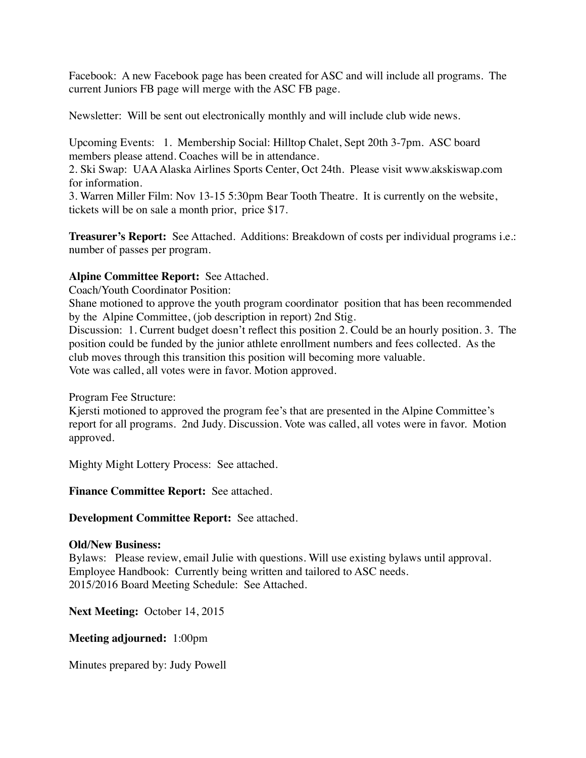Facebook: A new Facebook page has been created for ASC and will include all programs. The current Juniors FB page will merge with the ASC FB page.

Newsletter: Will be sent out electronically monthly and will include club wide news.

Upcoming Events: 1. Membership Social: Hilltop Chalet, Sept 20th 3-7pm. ASC board members please attend. Coaches will be in attendance.
2. Ski Swap: UAA Alaska Airlines Sports Center, Oct 24th. Please visit www.akskiswap.com for information.
3. Warren Miller Film: Nov 13-15 5:30pm Bear Tooth Theatre. It is currently on the website, tickets will be on sale a month prior, price $17.

**Treasurer's Report:** See Attached. Additions: Breakdown of costs per individual programs i.e.: number of passes per program.

**Alpine Committee Report:** See Attached.

Coach/Youth Coordinator Position:

Shane motioned to approve the youth program coordinator position that has been recommended by the Alpine Committee, (job description in report) 2nd Stig.

Discussion: 1. Current budget doesn't reflect this position 2. Could be an hourly position. 3. The position could be funded by the junior athlete enrollment numbers and fees collected. As the club moves through this transition this position will becoming more valuable.

Vote was called, all votes were in favor. Motion approved.

Program Fee Structure:

Kjersti motioned to approved the program fee's that are presented in the Alpine Committee's report for all programs. 2nd Judy. Discussion. Vote was called, all votes were in favor. Motion approved.

Mighty Might Lottery Process: See attached.

**Finance Committee Report:** See attached.

**Development Committee Report:** See attached.

**Old/New Business:**

Bylaws: Please review, email Julie with questions. Will use existing bylaws until approval.
Employee Handbook: Currently being written and tailored to ASC needs.
2015/2016 Board Meeting Schedule: See Attached.

**Next Meeting:** October 14, 2015

**Meeting adjourned:** 1:00pm

Minutes prepared by: Judy Powell